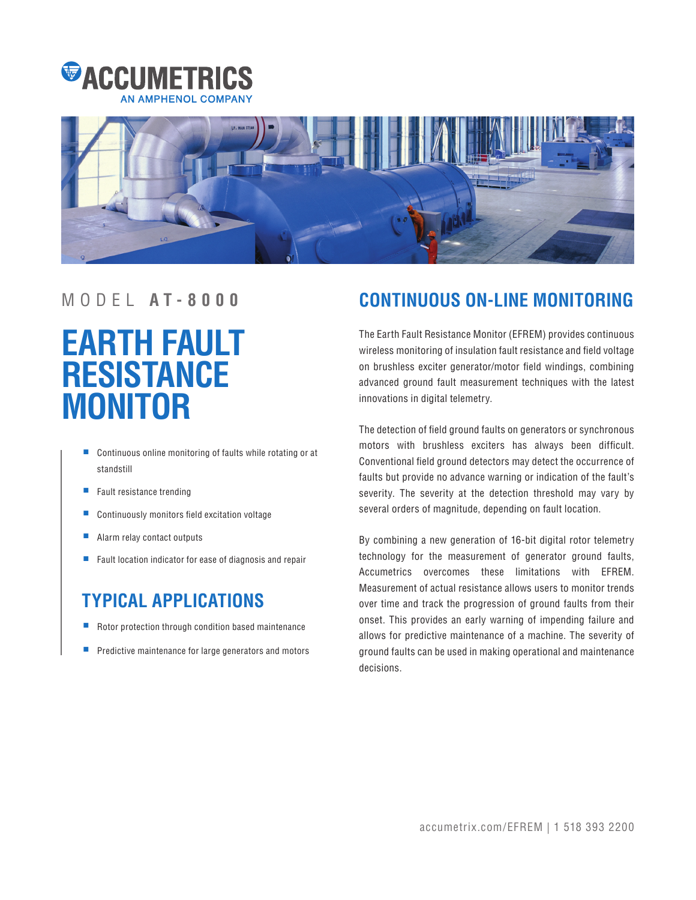ACCUMETRICS
AN AMPHENOL COMPANY

MODEL **AT-8000**

# EARTH FAULT RESISTANCE MONITOR

- Continuous online monitoring of faults while rotating or at standstill
- Fault resistance trending
- Continuously monitors field excitation voltage
- Alarm relay contact outputs
- Fault location indicator for ease of diagnosis and repair

## TYPICAL APPLICATIONS

- Rotor protection through condition based maintenance
- Predictive maintenance for large generators and motors

## CONTINUOUS ON-LINE MONITORING

The Earth Fault Resistance Monitor (EFREM) provides continuous wireless monitoring of insulation fault resistance and field voltage on brushless exciter generator/motor field windings, combining advanced ground fault measurement techniques with the latest innovations in digital telemetry.

The detection of field ground faults on generators or synchronous motors with brushless exciters has always been difficult. Conventional field ground detectors may detect the occurrence of faults but provide no advance warning or indication of the fault's severity. The severity at the detection threshold may vary by several orders of magnitude, depending on fault location.

By combining a new generation of 16-bit digital rotor telemetry technology for the measurement of generator ground faults, Accumetrics overcomes these limitations with EFREM. Measurement of actual resistance allows users to monitor trends over time and track the progression of ground faults from their onset. This provides an early warning of impending failure and allows for predictive maintenance of a machine. The severity of ground faults can be used in making operational and maintenance decisions.

accumetrix.com/EFREM | 1 518 393 2200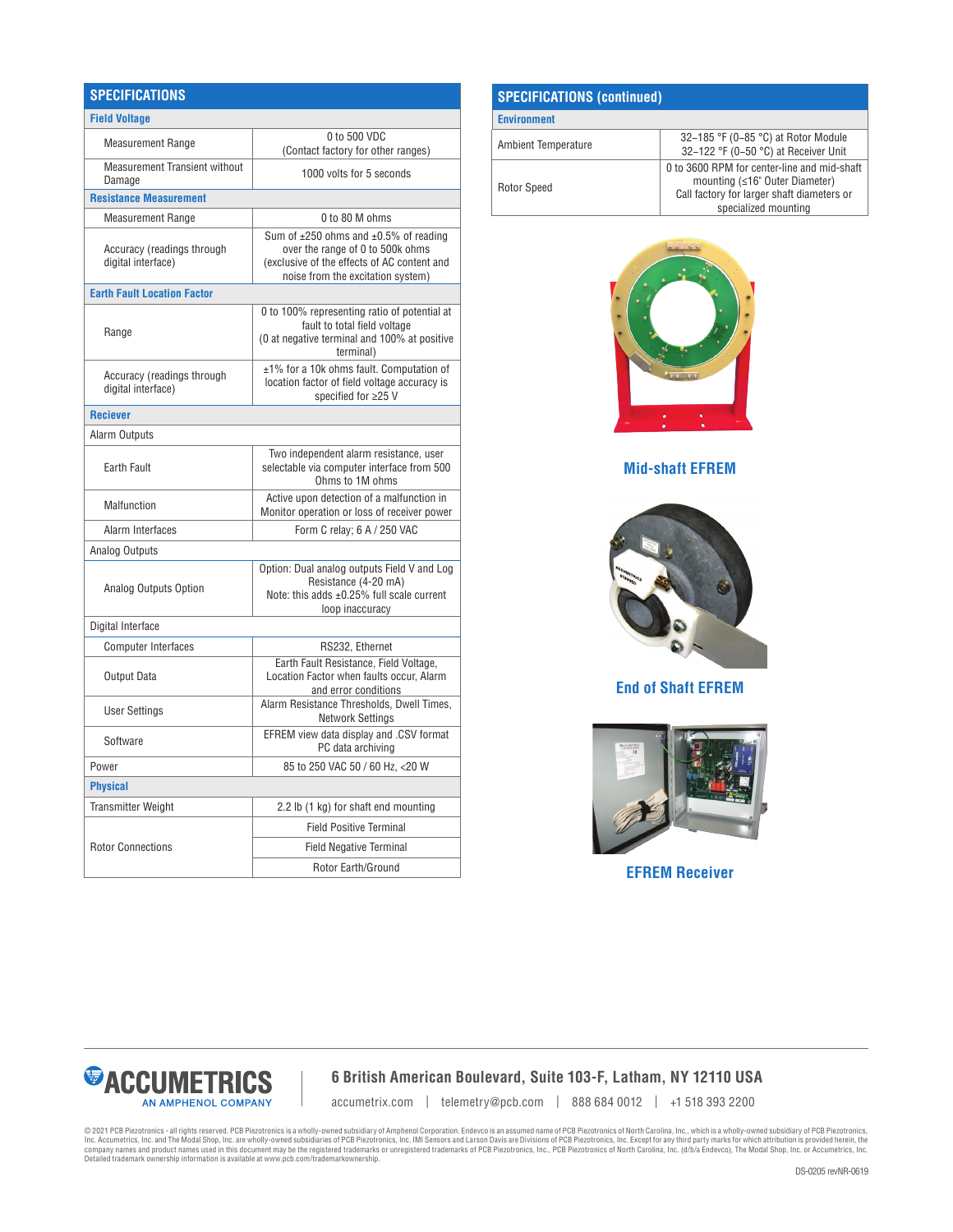## SPECIFICATIONS

| | |
|---|---|
| **Field Voltage** | |
| Measurement Range | 0 to 500 VDC (Contact factory for other ranges) |
| Measurement Transient without Damage | 1000 volts for 5 seconds |
| **Resistance Measurement** | |
| Measurement Range | 0 to 80 M ohms |
| Accuracy (readings through digital interface) | Sum of ±250 ohms and ±0.5% of reading over the range of 0 to 500k ohms (exclusive of the effects of AC content and noise from the excitation system) |
| **Earth Fault Location Factor** | |
| Range | 0 to 100% representing ratio of potential at fault to total field voltage (0 at negative terminal and 100% at positive terminal) |
| Accuracy (readings through digital interface) | ±1% for a 10k ohms fault. Computation of location factor of field voltage accuracy is specified for ≥25 V |
| **Reciever** | |
| Alarm Outputs | |
| Earth Fault | Two independent alarm resistance, user selectable via computer interface from 500 Ohms to 1M ohms |
| Malfunction | Active upon detection of a malfunction in Monitor operation or loss of receiver power |
| Alarm Interfaces | Form C relay; 6 A / 250 VAC |
| Analog Outputs | |
| Analog Outputs Option | Option: Dual analog outputs Field V and Log Resistance (4-20 mA) Note: this adds ±0.25% full scale current loop inaccuracy |
| Digital Interface | |
| Computer Interfaces | RS232, Ethernet |
| Output Data | Earth Fault Resistance, Field Voltage, Location Factor when faults occur, Alarm and error conditions |
| User Settings | Alarm Resistance Thresholds, Dwell Times, Network Settings |
| Software | EFREM view data display and .CSV format PC data archiving |
| Power | 85 to 250 VAC 50 / 60 Hz, <20 W |
| **Physical** | |
| Transmitter Weight | 2.2 lb (1 kg) for shaft end mounting |
| Rotor Connections | Field Positive Terminal |
| | Field Negative Terminal |
| | Rotor Earth/Ground |

## SPECIFICATIONS (continued)

| | |
|---|---|
| **Environment** | |
| Ambient Temperature | 32–185 °F (0–85 °C) at Rotor Module 32–122 °F (0–50 °C) at Receiver Unit |
| Rotor Speed | 0 to 3600 RPM for center-line and mid-shaft mounting (≤16" Outer Diameter) Call factory for larger shaft diameters or specialized mounting |

Mid-shaft EFREM

End of Shaft EFREM

EFREM Receiver

ACCUMETRICS
AN AMPHENOL COMPANY

**6 British American Boulevard, Suite 103-F, Latham, NY 12110 USA**

accumetrix.com | telemetry@pcb.com | 888 684 0012 | +1 518 393 2200

© 2021 PCB Piezotronics - all rights reserved. PCB Piezotronics is a wholly-owned subsidiary of Amphenol Corporation. Endevco is an assumed name of PCB Piezotronics of North Carolina, Inc., which is a wholly-owned subsidiary of PCB Piezotronics, Inc. Accumetrics, Inc. and The Modal Shop, Inc. are wholly-owned subsidiaries of PCB Piezotronics, Inc. IMI Sensors and Larson Davis are Divisions of PCB Piezotronics, Inc. Except for any third party marks for which attribution is provided herein, the company names and product names used in this document may be the registered trademarks or unregistered trademarks of PCB Piezotronics, Inc., PCB Piezotronics of North Carolina, Inc. (d/b/a Endevco), The Modal Shop, Inc. or Accumetrics, Inc. Detailed trademark ownership information is available at www.pcb.com/trademarkownership.

DS-0205 revNR-0619